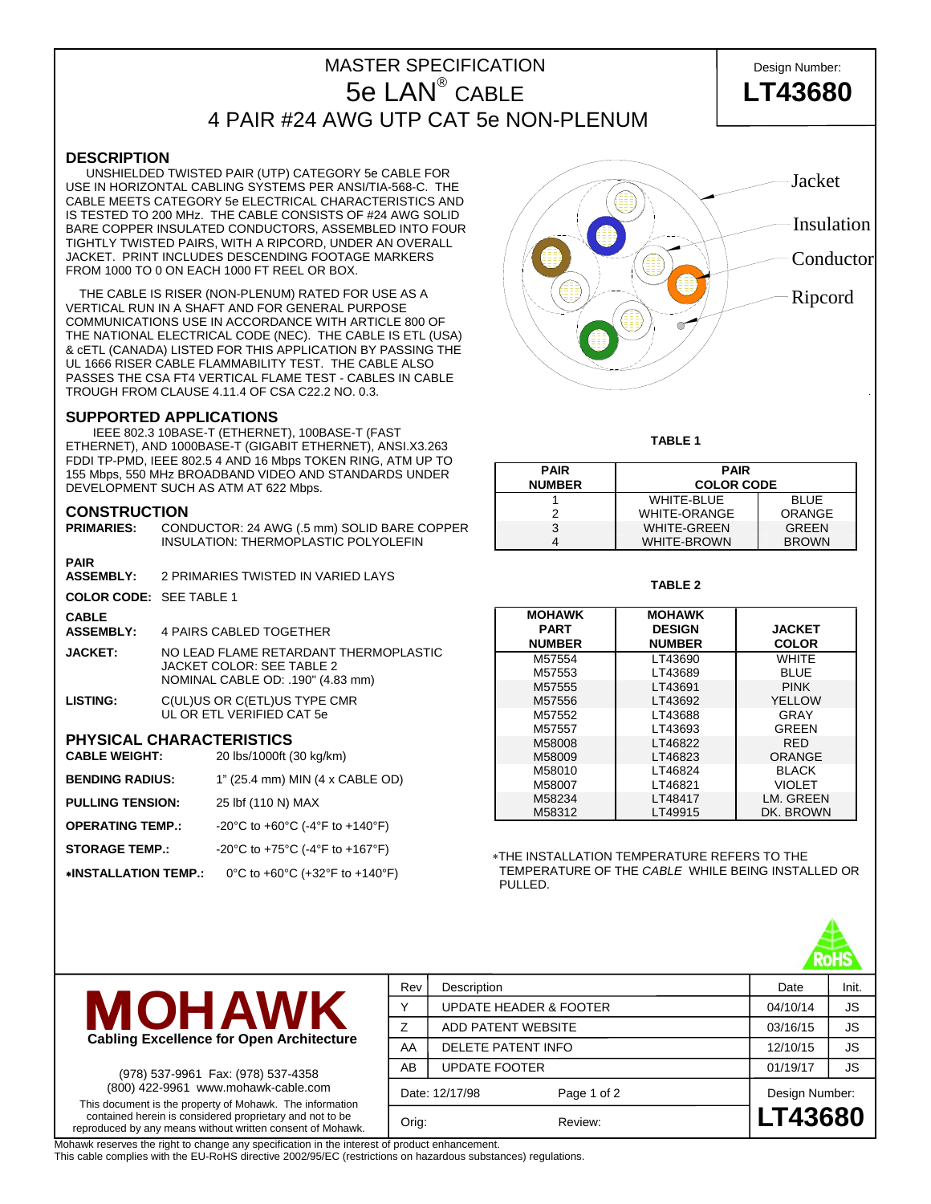# MASTER SPECIFICATION
# 5e LAN® CABLE
## 4 PAIR #24 AWG UTP CAT 5e NON-PLENUM

Design Number: **LT43680**

## DESCRIPTION

UNSHIELDED TWISTED PAIR (UTP) CATEGORY 5e CABLE FOR USE IN HORIZONTAL CABLING SYSTEMS PER ANSI/TIA-568-C. THE CABLE MEETS CATEGORY 5e ELECTRICAL CHARACTERISTICS AND IS TESTED TO 200 MHz. THE CABLE CONSISTS OF #24 AWG SOLID BARE COPPER INSULATED CONDUCTORS, ASSEMBLED INTO FOUR TIGHTLY TWISTED PAIRS, WITH A RIPCORD, UNDER AN OVERALL JACKET. PRINT INCLUDES DESCENDING FOOTAGE MARKERS FROM 1000 TO 0 ON EACH 1000 FT REEL OR BOX.

THE CABLE IS RISER (NON-PLENUM) RATED FOR USE AS A VERTICAL RUN IN A SHAFT AND FOR GENERAL PURPOSE COMMUNICATIONS USE IN ACCORDANCE WITH ARTICLE 800 OF THE NATIONAL ELECTRICAL CODE (NEC). THE CABLE IS ETL (USA) & cETL (CANADA) LISTED FOR THIS APPLICATION BY PASSING THE UL 1666 RISER CABLE FLAMMABILITY TEST. THE CABLE ALSO PASSES THE CSA FT4 VERTICAL FLAME TEST - CABLES IN CABLE TROUGH FROM CLAUSE 4.11.4 OF CSA C22.2 NO. 0.3.

Jacket
Insulation
Conductor
Ripcord

## SUPPORTED APPLICATIONS

IEEE 802.3 10BASE-T (ETHERNET), 100BASE-T (FAST ETHERNET), AND 1000BASE-T (GIGABIT ETHERNET), ANSI.X3.263 FDDI TP-PMD, IEEE 802.5 4 AND 16 Mbps TOKEN RING, ATM UP TO 155 Mbps, 550 MHz BROADBAND VIDEO AND STANDARDS UNDER DEVELOPMENT SUCH AS ATM AT 622 Mbps.

## CONSTRUCTION

**PRIMARIES:** CONDUCTOR: 24 AWG (.5 mm) SOLID BARE COPPER
INSULATION: THERMOPLASTIC POLYOLEFIN

**PAIR ASSEMBLY:** 2 PRIMARIES TWISTED IN VARIED LAYS

**COLOR CODE:** SEE TABLE 1

**CABLE ASSEMBLY:** 4 PAIRS CABLED TOGETHER

**JACKET:** NO LEAD FLAME RETARDANT THERMOPLASTIC
JACKET COLOR: SEE TABLE 2
NOMINAL CABLE OD: .190" (4.83 mm)

**LISTING:** C(UL)US OR C(ETL)US TYPE CMR
UL OR ETL VERIFIED CAT 5e

## PHYSICAL CHARACTERISTICS

**CABLE WEIGHT:** 20 lbs/1000ft (30 kg/km)

**BENDING RADIUS:** 1" (25.4 mm) MIN (4 x CABLE OD)

**PULLING TENSION:** 25 lbf (110 N) MAX

**OPERATING TEMP.:** -20°C to +60°C (-4°F to +140°F)

**STORAGE TEMP.:** -20°C to +75°C (-4°F to +167°F)

**∗INSTALLATION TEMP.:** 0°C to +60°C (+32°F to +140°F)

**TABLE 1**

| PAIR NUMBER | PAIR COLOR CODE | |
|---|---|---|
| 1 | WHITE-BLUE | BLUE |
| 2 | WHITE-ORANGE | ORANGE |
| 3 | WHITE-GREEN | GREEN |
| 4 | WHITE-BROWN | BROWN |

**TABLE 2**

| MOHAWK PART NUMBER | MOHAWK DESIGN NUMBER | JACKET COLOR |
|---|---|---|
| M57554 | LT43690 | WHITE |
| M57553 | LT43689 | BLUE |
| M57555 | LT43691 | PINK |
| M57556 | LT43692 | YELLOW |
| M57552 | LT43688 | GRAY |
| M57557 | LT43693 | GREEN |
| M58008 | LT46822 | RED |
| M58009 | LT46823 | ORANGE |
| M58010 | LT46824 | BLACK |
| M58007 | LT46821 | VIOLET |
| M58234 | LT48417 | LM. GREEN |
| M58312 | LT49915 | DK. BROWN |

∗THE INSTALLATION TEMPERATURE REFERS TO THE TEMPERATURE OF THE *CABLE* WHILE BEING INSTALLED OR PULLED.

RoHS

**MOHAWK**
**Cabling Excellence for Open Architecture**

(978) 537-9961 Fax: (978) 537-4358
(800) 422-9961 www.mohawk-cable.com

This document is the property of Mohawk. The information contained herein is considered proprietary and not to be reproduced by any means without written consent of Mohawk.

| Rev | Description | Date | Init. |
|---|---|---|---|
| Y | UPDATE HEADER & FOOTER | 04/10/14 | JS |
| Z | ADD PATENT WEBSITE | 03/16/15 | JS |
| AA | DELETE PATENT INFO | 12/10/15 | JS |
| AB | UPDATE FOOTER | 01/19/17 | JS |

Date: 12/17/98
Orig: Review:
Design Number: **LT43680**

Mohawk reserves the right to change any specification in the interest of product enhancement.
This cable complies with the EU-RoHS directive 2002/95/EC (restrictions on hazardous substances) regulations.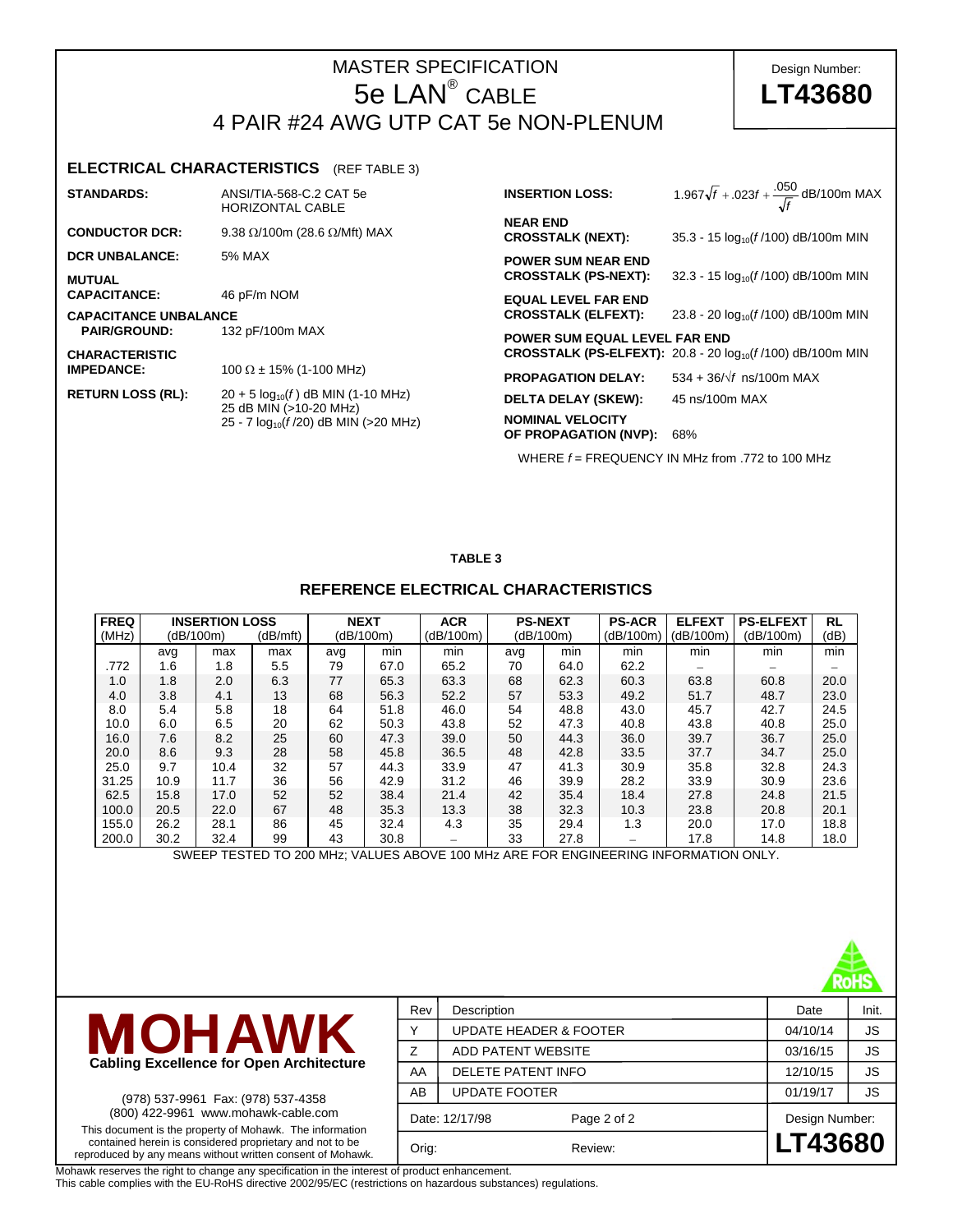# MASTER SPECIFICATION
# 5e LAN® CABLE
## 4 PAIR #24 AWG UTP CAT 5e NON-PLENUM

Design Number: **LT43680**

### ELECTRICAL CHARACTERISTICS (REF TABLE 3)

**STANDARDS:** ANSI/TIA-568-C.2 CAT 5e HORIZONTAL CABLE

**CONDUCTOR DCR:** 9.38 Ω/100m (28.6 Ω/Mft) MAX

**DCR UNBALANCE:** 5% MAX

**MUTUAL CAPACITANCE:** 46 pF/m NOM

**CAPACITANCE UNBALANCE PAIR/GROUND:** 132 pF/100m MAX

**CHARACTERISTIC IMPEDANCE:** 100 Ω ± 15% (1-100 MHz)

**RETURN LOSS (RL):** $20 + 5\log_{10}(f)$ dB MIN (1-10 MHz)
25 dB MIN (>10-20 MHz)
$25 - 7\log_{10}(f/20)$ dB MIN (>20 MHz)

**INSERTION LOSS:** $1.967\sqrt{f} + .023f + \frac{.050}{\sqrt{f}}$ dB/100m MAX

**NEAR END CROSSTALK (NEXT):** $35.3 - 15\log_{10}(f/100)$ dB/100m MIN

**POWER SUM NEAR END CROSSTALK (PS-NEXT):** $32.3 - 15\log_{10}(f/100)$ dB/100m MIN

**EQUAL LEVEL FAR END CROSSTALK (ELFEXT):** $23.8 - 20\log_{10}(f/100)$ dB/100m MIN

**POWER SUM EQUAL LEVEL FAR END CROSSTALK (PS-ELFEXT):** $20.8 - 20\log_{10}(f/100)$ dB/100m MIN

**PROPAGATION DELAY:** $534 + 36/\sqrt{f}$ ns/100m MAX

**DELTA DELAY (SKEW):** 45 ns/100m MAX

**NOMINAL VELOCITY OF PROPAGATION (NVP):** 68%

WHERE $f$ = FREQUENCY IN MHz from .772 to 100 MHz

**TABLE 3**

**REFERENCE ELECTRICAL CHARACTERISTICS**

| FREQ (MHz) | INSERTION LOSS (dB/100m) | | (dB/mft) | NEXT (dB/100m) | | ACR (dB/100m) | PS-NEXT (dB/100m) | | PS-ACR (dB/100m) | ELFEXT (dB/100m) | PS-ELFEXT (dB/100m) | RL (dB) |
|---|---|---|---|---|---|---|---|---|---|---|---|---|
| | avg | max | max | avg | min | min | avg | min | min | min | min | min |
| .772 | 1.6 | 1.8 | 5.5 | 79 | 67.0 | 65.2 | 70 | 64.0 | 62.2 | – | – | – |
| 1.0 | 1.8 | 2.0 | 6.3 | 77 | 65.3 | 63.3 | 68 | 62.3 | 60.3 | 63.8 | 60.8 | 20.0 |
| 4.0 | 3.8 | 4.1 | 13 | 68 | 56.3 | 52.2 | 57 | 53.3 | 49.2 | 51.7 | 48.7 | 23.0 |
| 8.0 | 5.4 | 5.8 | 18 | 64 | 51.8 | 46.0 | 54 | 48.8 | 43.0 | 45.7 | 42.7 | 24.5 |
| 10.0 | 6.0 | 6.5 | 20 | 62 | 50.3 | 43.8 | 52 | 47.3 | 40.8 | 43.8 | 40.8 | 25.0 |
| 16.0 | 7.6 | 8.2 | 25 | 60 | 47.3 | 39.0 | 50 | 44.3 | 36.0 | 39.7 | 36.7 | 25.0 |
| 20.0 | 8.6 | 9.3 | 28 | 58 | 45.8 | 36.5 | 48 | 42.8 | 33.5 | 37.7 | 34.7 | 25.0 |
| 25.0 | 9.7 | 10.4 | 32 | 57 | 44.3 | 33.9 | 47 | 41.3 | 30.9 | 35.8 | 32.8 | 24.3 |
| 31.25 | 10.9 | 11.7 | 36 | 56 | 42.9 | 31.2 | 46 | 39.9 | 28.2 | 33.9 | 30.9 | 23.6 |
| 62.5 | 15.8 | 17.0 | 52 | 52 | 38.4 | 21.4 | 42 | 35.4 | 18.4 | 27.8 | 24.8 | 21.5 |
| 100.0 | 20.5 | 22.0 | 67 | 48 | 35.3 | 13.3 | 38 | 32.3 | 10.3 | 23.8 | 20.8 | 20.1 |
| 155.0 | 26.2 | 28.1 | 86 | 45 | 32.4 | 4.3 | 35 | 29.4 | 1.3 | 20.0 | 17.0 | 18.8 |
| 200.0 | 30.2 | 32.4 | 99 | 43 | 30.8 | – | 33 | 27.8 | – | 17.8 | 14.8 | 18.0 |

SWEEP TESTED TO 200 MHz; VALUES ABOVE 100 MHz ARE FOR ENGINEERING INFORMATION ONLY.

RoHS

**MOHAWK**
**Cabling Excellence for Open Architecture**

(978) 537-9961 Fax: (978) 537-4358
(800) 422-9961 www.mohawk-cable.com

This document is the property of Mohawk. The information contained herein is considered proprietary and not to be reproduced by any means without written consent of Mohawk.

| Rev | Description | Date | Init. |
|---|---|---|---|
| Y | UPDATE HEADER & FOOTER | 04/10/14 | JS |
| Z | ADD PATENT WEBSITE | 03/16/15 | JS |
| AA | DELETE PATENT INFO | 12/10/15 | JS |
| AB | UPDATE FOOTER | 01/19/17 | JS |

Date: 12/17/98

Orig: Review:

Design Number: **LT43680**

Mohawk reserves the right to change any specification in the interest of product enhancement.
This cable complies with the EU-RoHS directive 2002/95/EC (restrictions on hazardous substances) regulations.